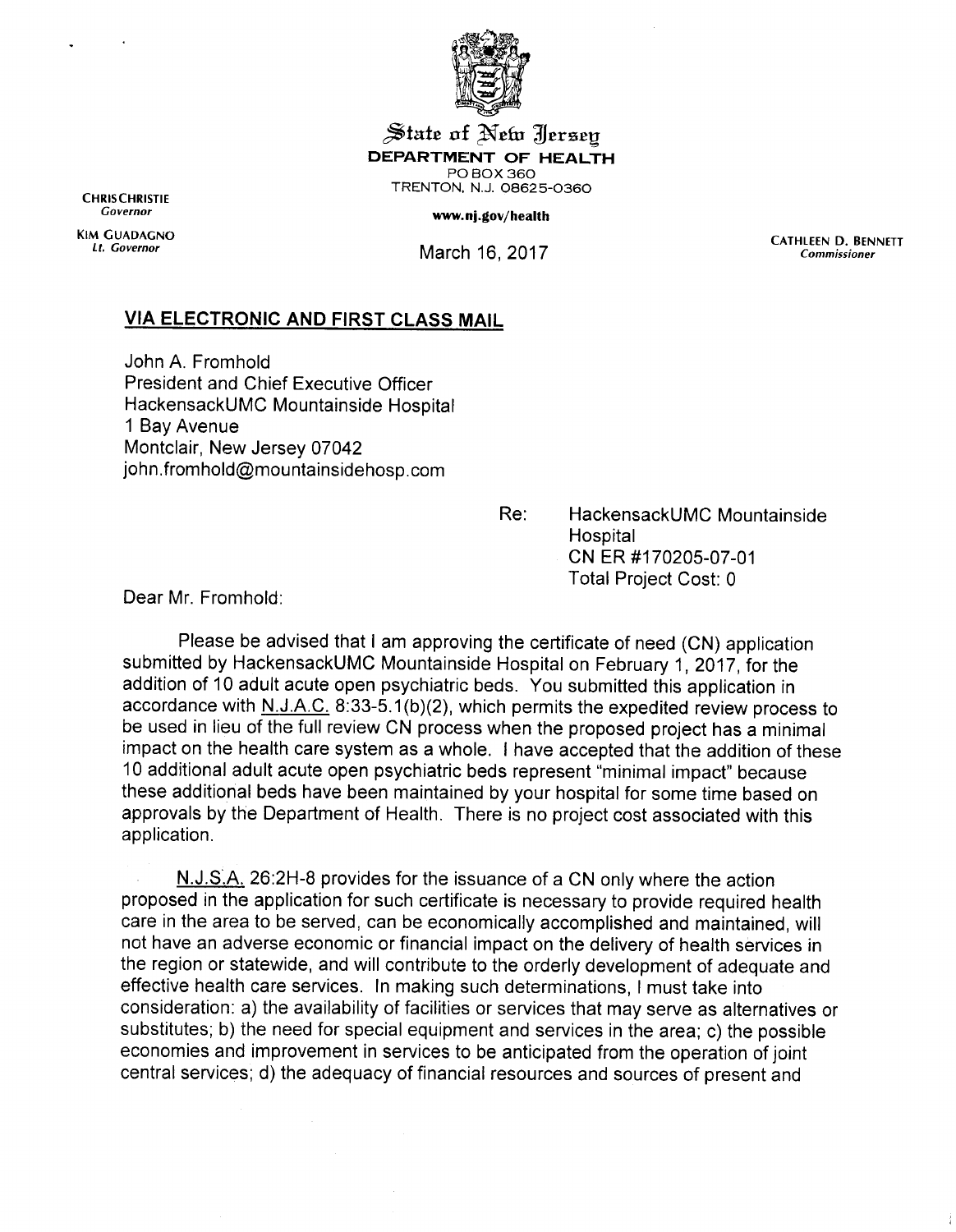State of New Jersey
**DEPARTMENT OF HEALTH**
PO BOX 360
TRENTON, N.J. 08625-0360

CHRIS CHRISTIE
*Governor*

KIM GUADAGNO
*Lt. Governor*

www.nj.gov/health

March 16, 2017

CATHLEEN D. BENNETT
*Commissioner*

**VIA ELECTRONIC AND FIRST CLASS MAIL**

John A. Fromhold
President and Chief Executive Officer
HackensackUMC Mountainside Hospital
1 Bay Avenue
Montclair, New Jersey 07042
john.fromhold@mountainsidehosp.com

Re: HackensackUMC Mountainside Hospital
CN ER #170205-07-01
Total Project Cost: 0

Dear Mr. Fromhold:

Please be advised that I am approving the certificate of need (CN) application submitted by HackensackUMC Mountainside Hospital on February 1, 2017, for the addition of 10 adult acute open psychiatric beds. You submitted this application in accordance with N.J.A.C. 8:33-5.1(b)(2), which permits the expedited review process to be used in lieu of the full review CN process when the proposed project has a minimal impact on the health care system as a whole. I have accepted that the addition of these 10 additional adult acute open psychiatric beds represent "minimal impact" because these additional beds have been maintained by your hospital for some time based on approvals by the Department of Health. There is no project cost associated with this application.

N.J.S.A. 26:2H-8 provides for the issuance of a CN only where the action proposed in the application for such certificate is necessary to provide required health care in the area to be served, can be economically accomplished and maintained, will not have an adverse economic or financial impact on the delivery of health services in the region or statewide, and will contribute to the orderly development of adequate and effective health care services. In making such determinations, I must take into consideration: a) the availability of facilities or services that may serve as alternatives or substitutes; b) the need for special equipment and services in the area; c) the possible economies and improvement in services to be anticipated from the operation of joint central services; d) the adequacy of financial resources and sources of present and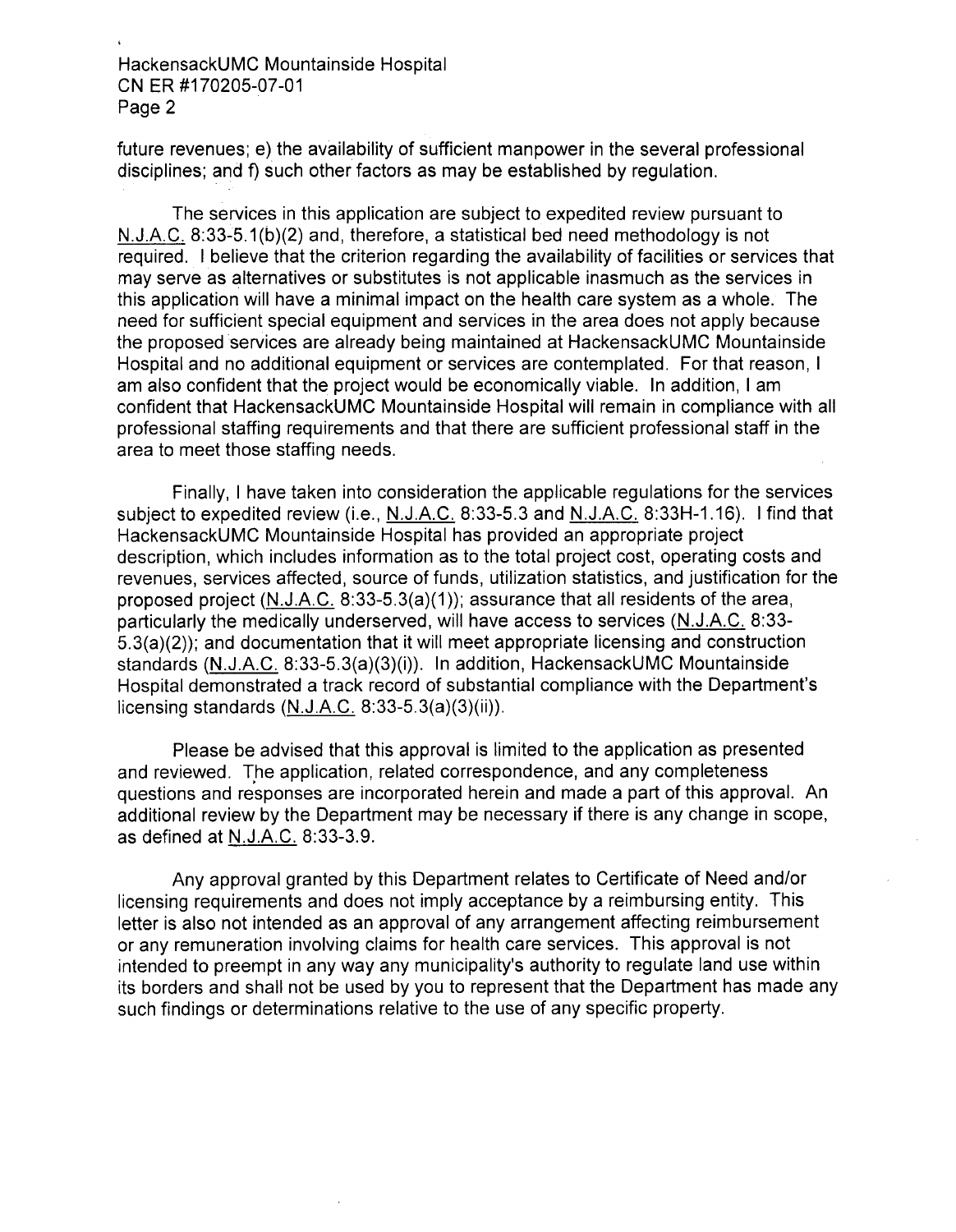future revenues; e) the availability of sufficient manpower in the several professional disciplines; and f) such other factors as may be established by regulation.

The services in this application are subject to expedited review pursuant to N.J.A.C. 8:33-5.1(b)(2) and, therefore, a statistical bed need methodology is not required. I believe that the criterion regarding the availability of facilities or services that may serve as alternatives or substitutes is not applicable inasmuch as the services in this application will have a minimal impact on the health care system as a whole. The need for sufficient special equipment and services in the area does not apply because the proposed services are already being maintained at HackensackUMC Mountainside Hospital and no additional equipment or services are contemplated. For that reason, I am also confident that the project would be economically viable. In addition, I am confident that HackensackUMC Mountainside Hospital will remain in compliance with all professional staffing requirements and that there are sufficient professional staff in the area to meet those staffing needs.

Finally, I have taken into consideration the applicable regulations for the services subject to expedited review (i.e., N.J.A.C. 8:33-5.3 and N.J.A.C. 8:33H-1.16). I find that HackensackUMC Mountainside Hospital has provided an appropriate project description, which includes information as to the total project cost, operating costs and revenues, services affected, source of funds, utilization statistics, and justification for the proposed project (N.J.A.C. 8:33-5.3(a)(1)); assurance that all residents of the area, particularly the medically underserved, will have access to services (N.J.A.C. 8:33-5.3(a)(2)); and documentation that it will meet appropriate licensing and construction standards (N.J.A.C. 8:33-5.3(a)(3)(i)). In addition, HackensackUMC Mountainside Hospital demonstrated a track record of substantial compliance with the Department's licensing standards (N.J.A.C. 8:33-5.3(a)(3)(ii)).

Please be advised that this approval is limited to the application as presented and reviewed. The application, related correspondence, and any completeness questions and responses are incorporated herein and made a part of this approval. An additional review by the Department may be necessary if there is any change in scope, as defined at N.J.A.C. 8:33-3.9.

Any approval granted by this Department relates to Certificate of Need and/or licensing requirements and does not imply acceptance by a reimbursing entity. This letter is also not intended as an approval of any arrangement affecting reimbursement or any remuneration involving claims for health care services. This approval is not intended to preempt in any way any municipality's authority to regulate land use within its borders and shall not be used by you to represent that the Department has made any such findings or determinations relative to the use of any specific property.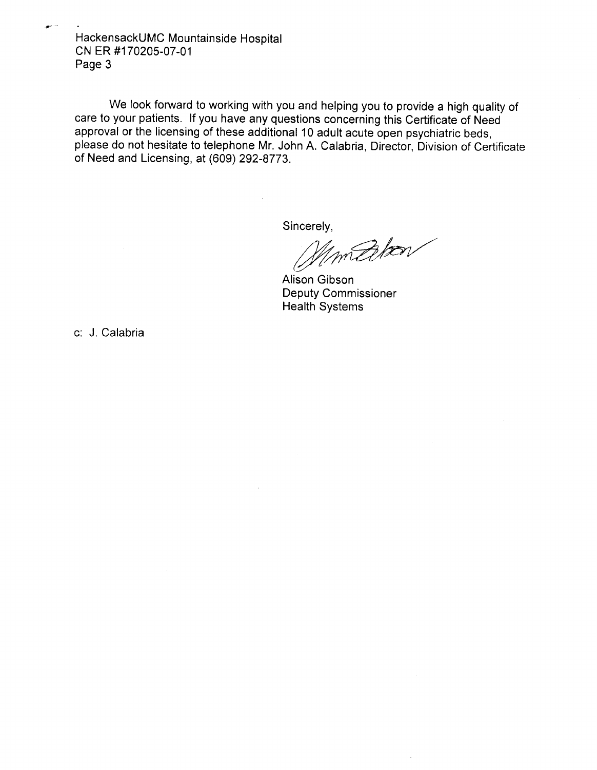We look forward to working with you and helping you to provide a high quality of care to your patients. If you have any questions concerning this Certificate of Need approval or the licensing of these additional 10 adult acute open psychiatric beds, please do not hesitate to telephone Mr. John A. Calabria, Director, Division of Certificate of Need and Licensing, at (609) 292-8773.

Sincerely,

Alison Gibson
Deputy Commissioner
Health Systems

c: J. Calabria